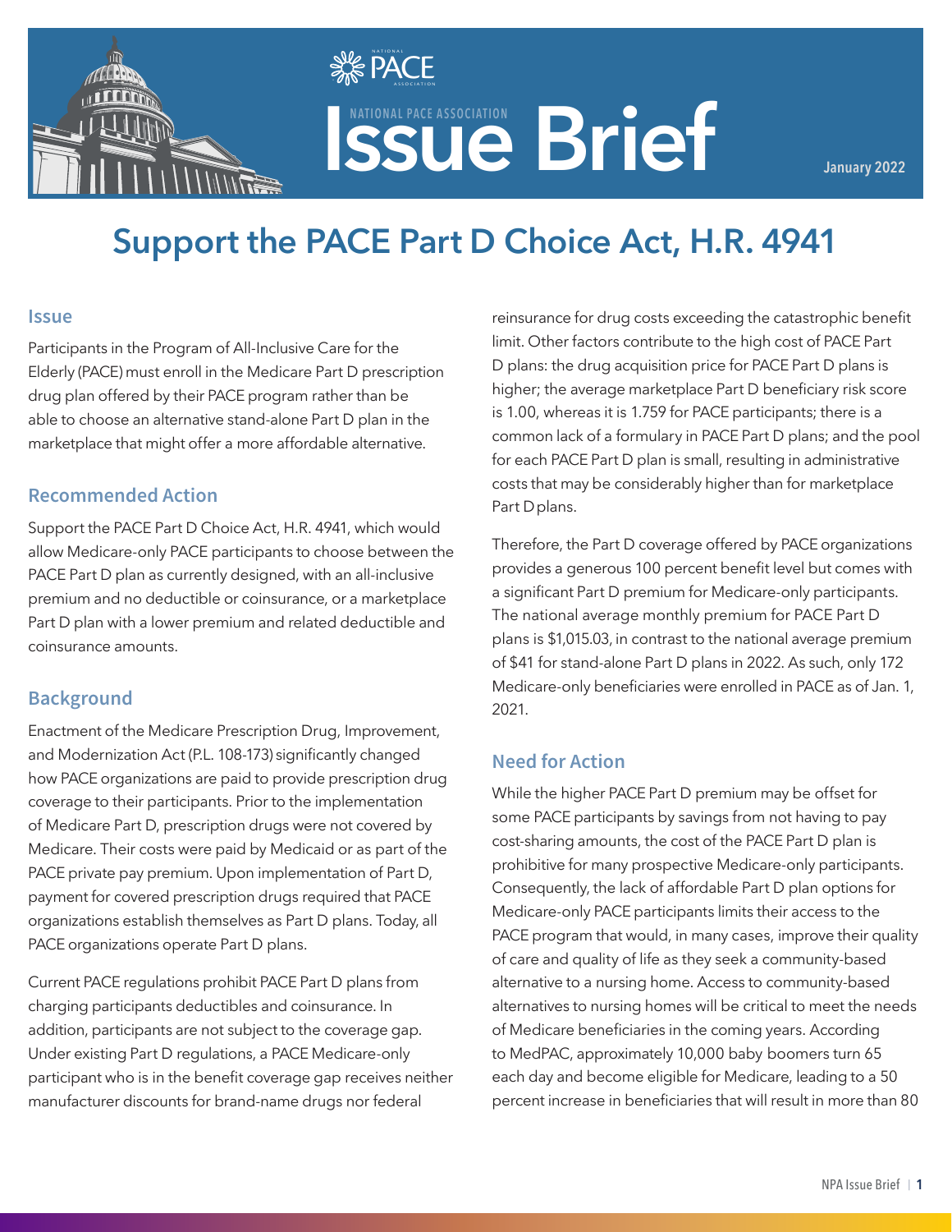# NATIONAL PACE ASSOCIATION Issue Brief

January 2022

## Support the PACE Part D Choice Act, H.R. 4941

### Issue

Participants in the Program of All-Inclusive Care for the Elderly (PACE) must enroll in the Medicare Part D prescription drug plan offered by their PACE program rather than be able to choose an alternative stand-alone Part D plan in the marketplace that might offer a more affordable alternative.

### Recommended Action

Support the PACE Part D Choice Act, H.R. 4941, which would allow Medicare-only PACE participants to choose between the PACE Part D plan as currently designed, with an all-inclusive premium and no deductible or coinsurance, or a marketplace Part D plan with a lower premium and related deductible and coinsurance amounts.

### Background

Enactment of the Medicare Prescription Drug, Improvement, and Modernization Act (P.L. 108-173) significantly changed how PACE organizations are paid to provide prescription drug coverage to their participants. Prior to the implementation of Medicare Part D, prescription drugs were not covered by Medicare. Their costs were paid by Medicaid or as part of the PACE private pay premium. Upon implementation of Part D, payment for covered prescription drugs required that PACE organizations establish themselves as Part D plans. Today, all PACE organizations operate Part D plans.

Current PACE regulations prohibit PACE Part D plans from charging participants deductibles and coinsurance. In addition, participants are not subject to the coverage gap. Under existing Part D regulations, a PACE Medicare-only participant who is in the benefit coverage gap receives neither manufacturer discounts for brand-name drugs nor federal reinsurance for drug costs exceeding the catastrophic benefit limit. Other factors contribute to the high cost of PACE Part D plans: the drug acquisition price for PACE Part D plans is higher; the average marketplace Part D beneficiary risk score is 1.00, whereas it is 1.759 for PACE participants; there is a common lack of a formulary in PACE Part D plans; and the pool for each PACE Part D plan is small, resulting in administrative costs that may be considerably higher than for marketplace Part D plans.

Therefore, the Part D coverage offered by PACE organizations provides a generous 100 percent benefit level but comes with a significant Part D premium for Medicare-only participants. The national average monthly premium for PACE Part D plans is $1,015.03, in contrast to the national average premium of $41 for stand-alone Part D plans in 2022. As such, only 172 Medicare-only beneficiaries were enrolled in PACE as of Jan. 1, 2021.

### Need for Action

While the higher PACE Part D premium may be offset for some PACE participants by savings from not having to pay cost-sharing amounts, the cost of the PACE Part D plan is prohibitive for many prospective Medicare-only participants. Consequently, the lack of affordable Part D plan options for Medicare-only PACE participants limits their access to the PACE program that would, in many cases, improve their quality of care and quality of life as they seek a community-based alternative to a nursing home. Access to community-based alternatives to nursing homes will be critical to meet the needs of Medicare beneficiaries in the coming years. According to MedPAC, approximately 10,000 baby boomers turn 65 each day and become eligible for Medicare, leading to a 50 percent increase in beneficiaries that will result in more than 80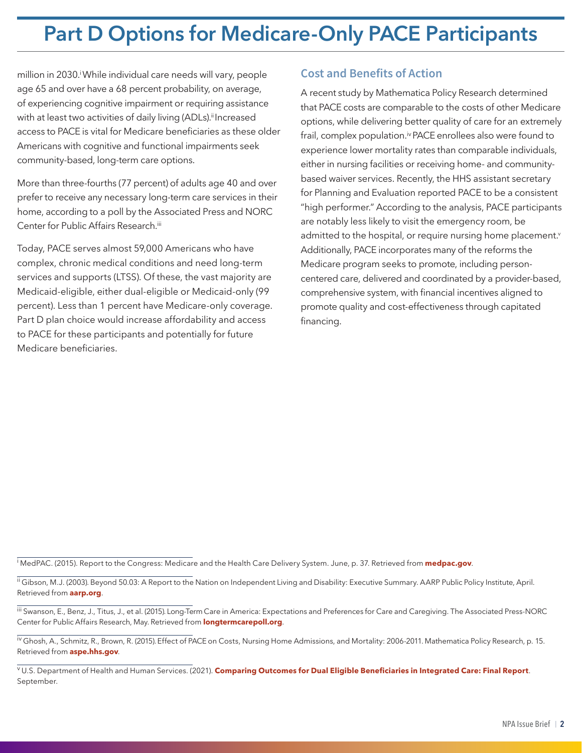million in 2030.[i] While individual care needs will vary, people age 65 and over have a 68 percent probability, on average, of experiencing cognitive impairment or requiring assistance with at least two activities of daily living (ADLs).[ii] Increased access to PACE is vital for Medicare beneficiaries as these older Americans with cognitive and functional impairments seek community-based, long-term care options.

More than three-fourths (77 percent) of adults age 40 and over prefer to receive any necessary long-term care services in their home, according to a poll by the Associated Press and NORC Center for Public Affairs Research.[iii]

Today, PACE serves almost 59,000 Americans who have complex, chronic medical conditions and need long-term services and supports (LTSS). Of these, the vast majority are Medicaid-eligible, either dual-eligible or Medicaid-only (99 percent). Less than 1 percent have Medicare-only coverage. Part D plan choice would increase affordability and access to PACE for these participants and potentially for future Medicare beneficiaries.

## Cost and Benefits of Action

A recent study by Mathematica Policy Research determined that PACE costs are comparable to the costs of other Medicare options, while delivering better quality of care for an extremely frail, complex population.[iv] PACE enrollees also were found to experience lower mortality rates than comparable individuals, either in nursing facilities or receiving home- and community-based waiver services. Recently, the HHS assistant secretary for Planning and Evaluation reported PACE to be a consistent "high performer." According to the analysis, PACE participants are notably less likely to visit the emergency room, be admitted to the hospital, or require nursing home placement.[v] Additionally, PACE incorporates many of the reforms the Medicare program seeks to promote, including person-centered care, delivered and coordinated by a provider-based, comprehensive system, with financial incentives aligned to promote quality and cost-effectiveness through capitated financing.

---

[i] MedPAC. (2015). Report to the Congress: Medicare and the Health Care Delivery System. June, p. 37. Retrieved from **medpac.gov**.

[ii] Gibson, M.J. (2003). Beyond 50.03: A Report to the Nation on Independent Living and Disability: Executive Summary. AARP Public Policy Institute, April. Retrieved from **aarp.org**.

[iii] Swanson, E., Benz, J., Titus, J., et al. (2015). Long-Term Care in America: Expectations and Preferences for Care and Caregiving. The Associated Press-NORC Center for Public Affairs Research, May. Retrieved from **longtermcarepoll.org**.

[iv] Ghosh, A., Schmitz, R., Brown, R. (2015). Effect of PACE on Costs, Nursing Home Admissions, and Mortality: 2006-2011. Mathematica Policy Research, p. 15. Retrieved from **aspe.hhs.gov**.

[v] U.S. Department of Health and Human Services. (2021). **Comparing Outcomes for Dual Eligible Beneficiaries in Integrated Care: Final Report**. September.